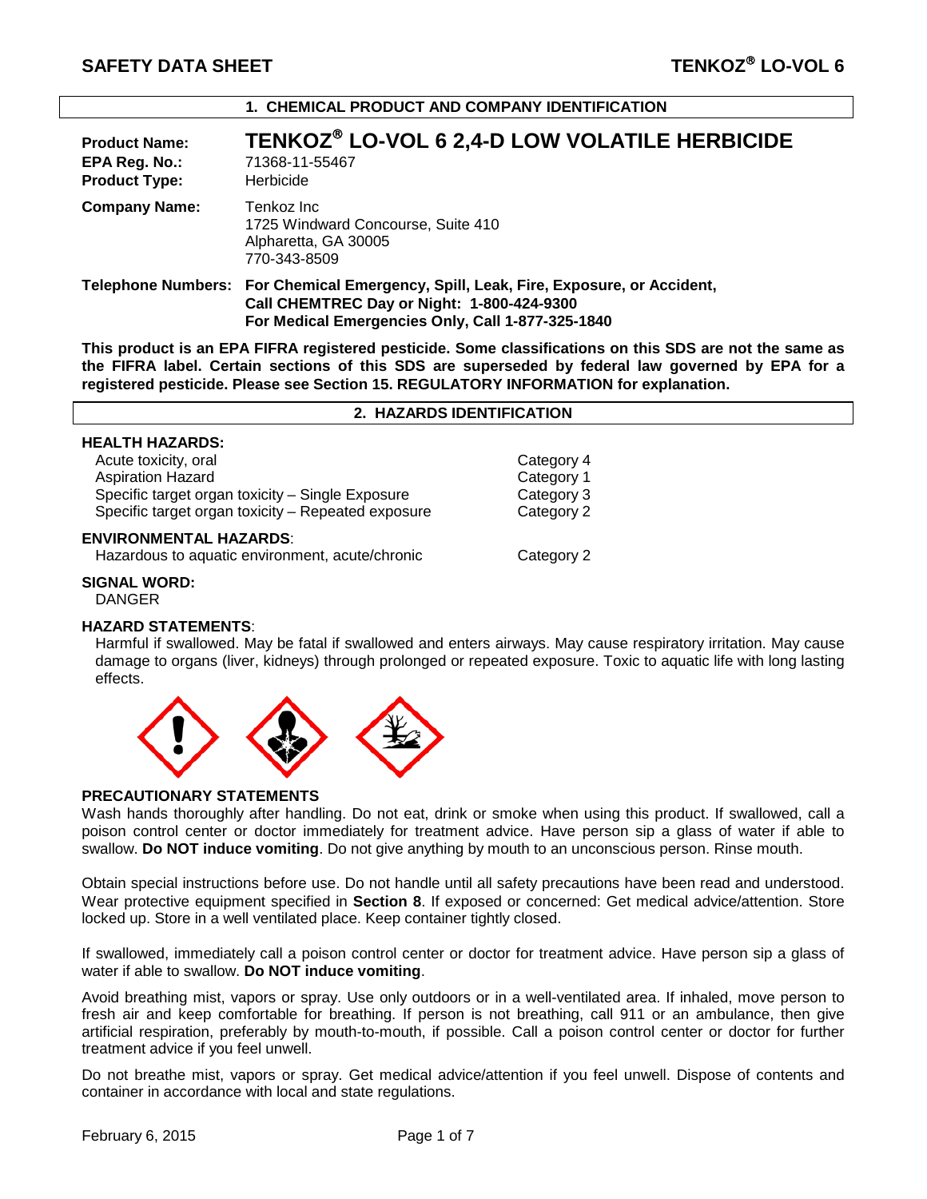# SAFETY DATA SHEET — TENKOZ® LO-VOL 6

## 1. CHEMICAL PRODUCT AND COMPANY IDENTIFICATION

**Product Name:** **TENKOZ® LO-VOL 6 2,4-D LOW VOLATILE HERBICIDE**
**EPA Reg. No.:** 71368-11-55467
**Product Type:** Herbicide

**Company Name:** Tenkoz Inc
1725 Windward Concourse, Suite 410
Alpharetta, GA 30005
770-343-8509

**Telephone Numbers:** **For Chemical Emergency, Spill, Leak, Fire, Exposure, or Accident, Call CHEMTREC Day or Night: 1-800-424-9300**
**For Medical Emergencies Only, Call 1-877-325-1840**

**This product is an EPA FIFRA registered pesticide. Some classifications on this SDS are not the same as the FIFRA label. Certain sections of this SDS are superseded by federal law governed by EPA for a registered pesticide. Please see Section 15. REGULATORY INFORMATION for explanation.**

## 2. HAZARDS IDENTIFICATION

**HEALTH HAZARDS:**

| | |
|---|---|
| Acute toxicity, oral | Category 4 |
| Aspiration Hazard | Category 1 |
| Specific target organ toxicity – Single Exposure | Category 3 |
| Specific target organ toxicity – Repeated exposure | Category 2 |

**ENVIRONMENTAL HAZARDS**:

| | |
|---|---|
| Hazardous to aquatic environment, acute/chronic | Category 2 |

**SIGNAL WORD:**
DANGER

**HAZARD STATEMENTS**:
Harmful if swallowed. May be fatal if swallowed and enters airways. May cause respiratory irritation. May cause damage to organs (liver, kidneys) through prolonged or repeated exposure. Toxic to aquatic life with long lasting effects.

**PRECAUTIONARY STATEMENTS**

Wash hands thoroughly after handling. Do not eat, drink or smoke when using this product. If swallowed, call a poison control center or doctor immediately for treatment advice. Have person sip a glass of water if able to swallow. **Do NOT induce vomiting**. Do not give anything by mouth to an unconscious person. Rinse mouth.

Obtain special instructions before use. Do not handle until all safety precautions have been read and understood. Wear protective equipment specified in **Section 8**. If exposed or concerned: Get medical advice/attention. Store locked up. Store in a well ventilated place. Keep container tightly closed.

If swallowed, immediately call a poison control center or doctor for treatment advice. Have person sip a glass of water if able to swallow. **Do NOT induce vomiting**.

Avoid breathing mist, vapors or spray. Use only outdoors or in a well-ventilated area. If inhaled, move person to fresh air and keep comfortable for breathing. If person is not breathing, call 911 or an ambulance, then give artificial respiration, preferably by mouth-to-mouth, if possible. Call a poison control center or doctor for further treatment advice if you feel unwell.

Do not breathe mist, vapors or spray. Get medical advice/attention if you feel unwell. Dispose of contents and container in accordance with local and state regulations.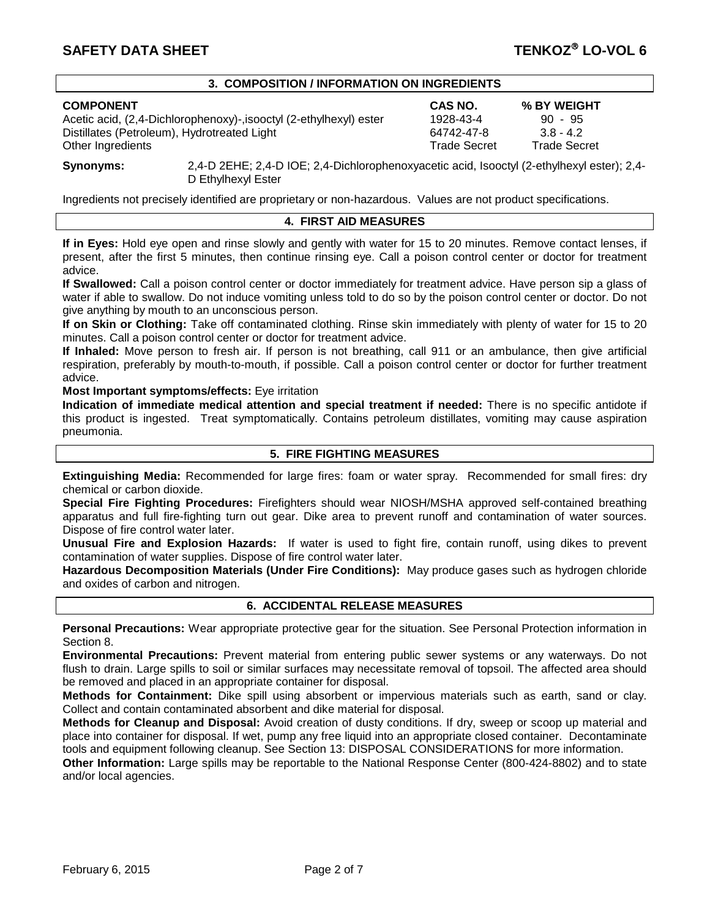## 3. COMPOSITION / INFORMATION ON INGREDIENTS

| COMPONENT | CAS NO. | % BY WEIGHT |
|---|---|---|
| Acetic acid, (2,4-Dichlorophenoxy)-,isooctyl (2-ethylhexyl) ester | 1928-43-4 | 90 - 95 |
| Distillates (Petroleum), Hydrotreated Light | 64742-47-8 | 3.8 - 4.2 |
| Other Ingredients | Trade Secret | Trade Secret |

**Synonyms:** 2,4-D 2EHE; 2,4-D IOE; 2,4-Dichlorophenoxyacetic acid, Isooctyl (2-ethylhexyl ester); 2,4-D Ethylhexyl Ester

Ingredients not precisely identified are proprietary or non-hazardous. Values are not product specifications.

## 4. FIRST AID MEASURES

**If in Eyes:** Hold eye open and rinse slowly and gently with water for 15 to 20 minutes. Remove contact lenses, if present, after the first 5 minutes, then continue rinsing eye. Call a poison control center or doctor for treatment advice.

**If Swallowed:** Call a poison control center or doctor immediately for treatment advice. Have person sip a glass of water if able to swallow. Do not induce vomiting unless told to do so by the poison control center or doctor. Do not give anything by mouth to an unconscious person.

**If on Skin or Clothing:** Take off contaminated clothing. Rinse skin immediately with plenty of water for 15 to 20 minutes. Call a poison control center or doctor for treatment advice.

**If Inhaled:** Move person to fresh air. If person is not breathing, call 911 or an ambulance, then give artificial respiration, preferably by mouth-to-mouth, if possible. Call a poison control center or doctor for further treatment advice.

**Most Important symptoms/effects:** Eye irritation

**Indication of immediate medical attention and special treatment if needed:** There is no specific antidote if this product is ingested. Treat symptomatically. Contains petroleum distillates, vomiting may cause aspiration pneumonia.

## 5. FIRE FIGHTING MEASURES

**Extinguishing Media:** Recommended for large fires: foam or water spray. Recommended for small fires: dry chemical or carbon dioxide.

**Special Fire Fighting Procedures:** Firefighters should wear NIOSH/MSHA approved self-contained breathing apparatus and full fire-fighting turn out gear. Dike area to prevent runoff and contamination of water sources. Dispose of fire control water later.

**Unusual Fire and Explosion Hazards:** If water is used to fight fire, contain runoff, using dikes to prevent contamination of water supplies. Dispose of fire control water later.

**Hazardous Decomposition Materials (Under Fire Conditions):** May produce gases such as hydrogen chloride and oxides of carbon and nitrogen.

## 6. ACCIDENTAL RELEASE MEASURES

**Personal Precautions:** Wear appropriate protective gear for the situation. See Personal Protection information in Section 8.

**Environmental Precautions:** Prevent material from entering public sewer systems or any waterways. Do not flush to drain. Large spills to soil or similar surfaces may necessitate removal of topsoil. The affected area should be removed and placed in an appropriate container for disposal.

**Methods for Containment:** Dike spill using absorbent or impervious materials such as earth, sand or clay. Collect and contain contaminated absorbent and dike material for disposal.

**Methods for Cleanup and Disposal:** Avoid creation of dusty conditions. If dry, sweep or scoop up material and place into container for disposal. If wet, pump any free liquid into an appropriate closed container. Decontaminate tools and equipment following cleanup. See Section 13: DISPOSAL CONSIDERATIONS for more information.

**Other Information:** Large spills may be reportable to the National Response Center (800-424-8802) and to state and/or local agencies.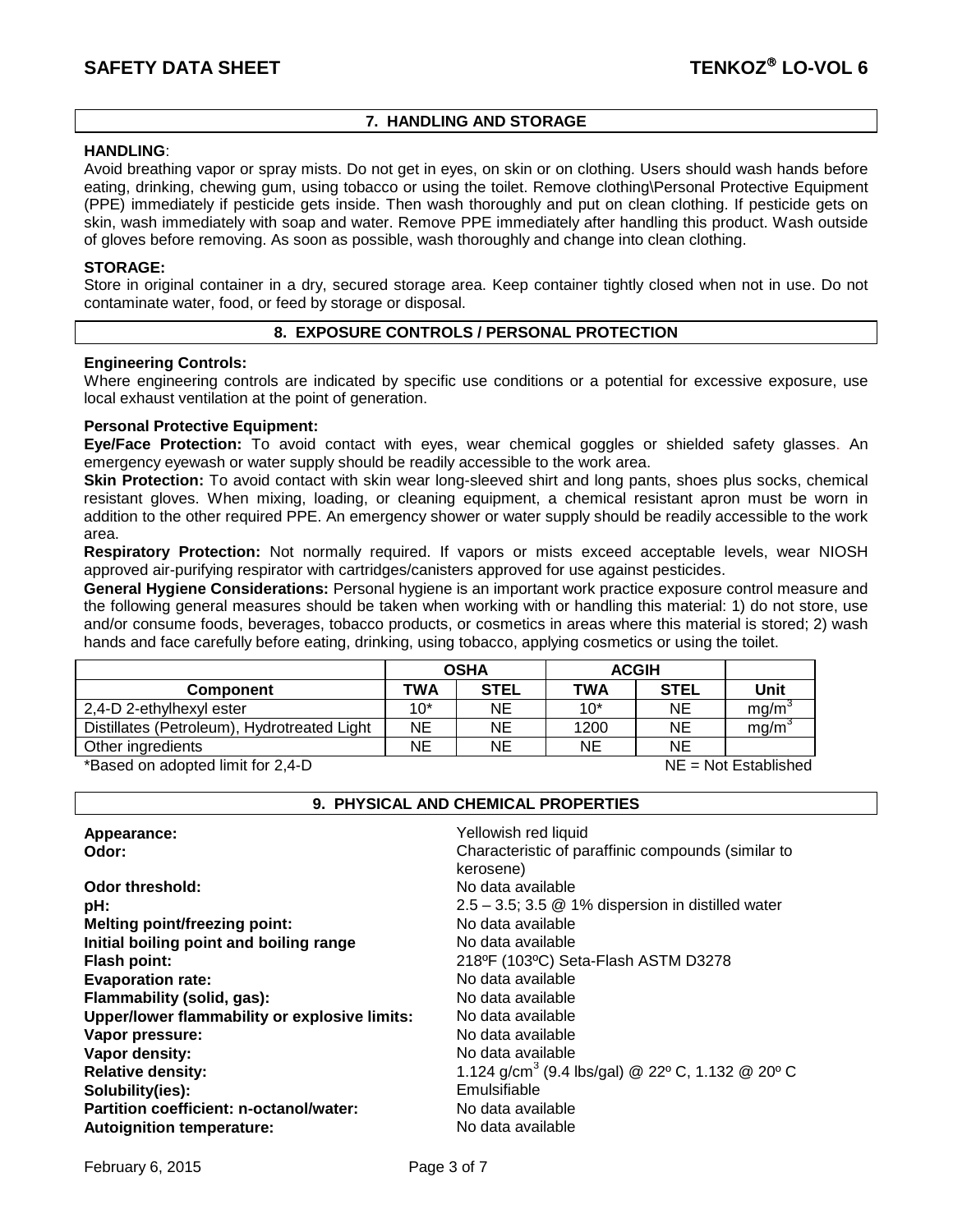## 7. HANDLING AND STORAGE

**HANDLING**:

Avoid breathing vapor or spray mists. Do not get in eyes, on skin or on clothing. Users should wash hands before eating, drinking, chewing gum, using tobacco or using the toilet. Remove clothing\Personal Protective Equipment (PPE) immediately if pesticide gets inside. Then wash thoroughly and put on clean clothing. If pesticide gets on skin, wash immediately with soap and water. Remove PPE immediately after handling this product. Wash outside of gloves before removing. As soon as possible, wash thoroughly and change into clean clothing.

**STORAGE:**

Store in original container in a dry, secured storage area. Keep container tightly closed when not in use. Do not contaminate water, food, or feed by storage or disposal.

## 8. EXPOSURE CONTROLS / PERSONAL PROTECTION

**Engineering Controls:**

Where engineering controls are indicated by specific use conditions or a potential for excessive exposure, use local exhaust ventilation at the point of generation.

**Personal Protective Equipment:**

**Eye/Face Protection:** To avoid contact with eyes, wear chemical goggles or shielded safety glasses. An emergency eyewash or water supply should be readily accessible to the work area.

**Skin Protection:** To avoid contact with skin wear long-sleeved shirt and long pants, shoes plus socks, chemical resistant gloves. When mixing, loading, or cleaning equipment, a chemical resistant apron must be worn in addition to the other required PPE. An emergency shower or water supply should be readily accessible to the work area.

**Respiratory Protection:** Not normally required. If vapors or mists exceed acceptable levels, wear NIOSH approved air-purifying respirator with cartridges/canisters approved for use against pesticides.

**General Hygiene Considerations:** Personal hygiene is an important work practice exposure control measure and the following general measures should be taken when working with or handling this material: 1) do not store, use and/or consume foods, beverages, tobacco products, or cosmetics in areas where this material is stored; 2) wash hands and face carefully before eating, drinking, using tobacco, applying cosmetics or using the toilet.

| | OSHA | | ACGIH | | |
|---|---|---|---|---|---|
| **Component** | **TWA** | **STEL** | **TWA** | **STEL** | **Unit** |
| 2,4-D 2-ethylhexyl ester | 10* | NE | 10* | NE | $mg/m^3$ |
| Distillates (Petroleum), Hydrotreated Light | NE | NE | 1200 | NE | $mg/m^3$ |
| Other ingredients | NE | NE | NE | NE | |

*Based on adopted limit for 2,4-D NE = Not Established

## 9. PHYSICAL AND CHEMICAL PROPERTIES

**Appearance:** Yellowish red liquid
**Odor:** Characteristic of paraffinic compounds (similar to kerosene)
**Odor threshold:** No data available
**pH:** 2.5 – 3.5; 3.5 @ 1% dispersion in distilled water
**Melting point/freezing point:** No data available
**Initial boiling point and boiling range** No data available
**Flash point:** 218ºF (103ºC) Seta-Flash ASTM D3278
**Evaporation rate:** No data available
**Flammability (solid, gas):** No data available
**Upper/lower flammability or explosive limits:** No data available
**Vapor pressure:** No data available
**Vapor density:** No data available
**Relative density:** 1.124 $g/cm^3$ (9.4 lbs/gal) @ 22º C, 1.132 @ 20º C
**Solubility(ies):** Emulsifiable
**Partition coefficient: n-octanol/water:** No data available
**Autoignition temperature:** No data available

February 6, 2015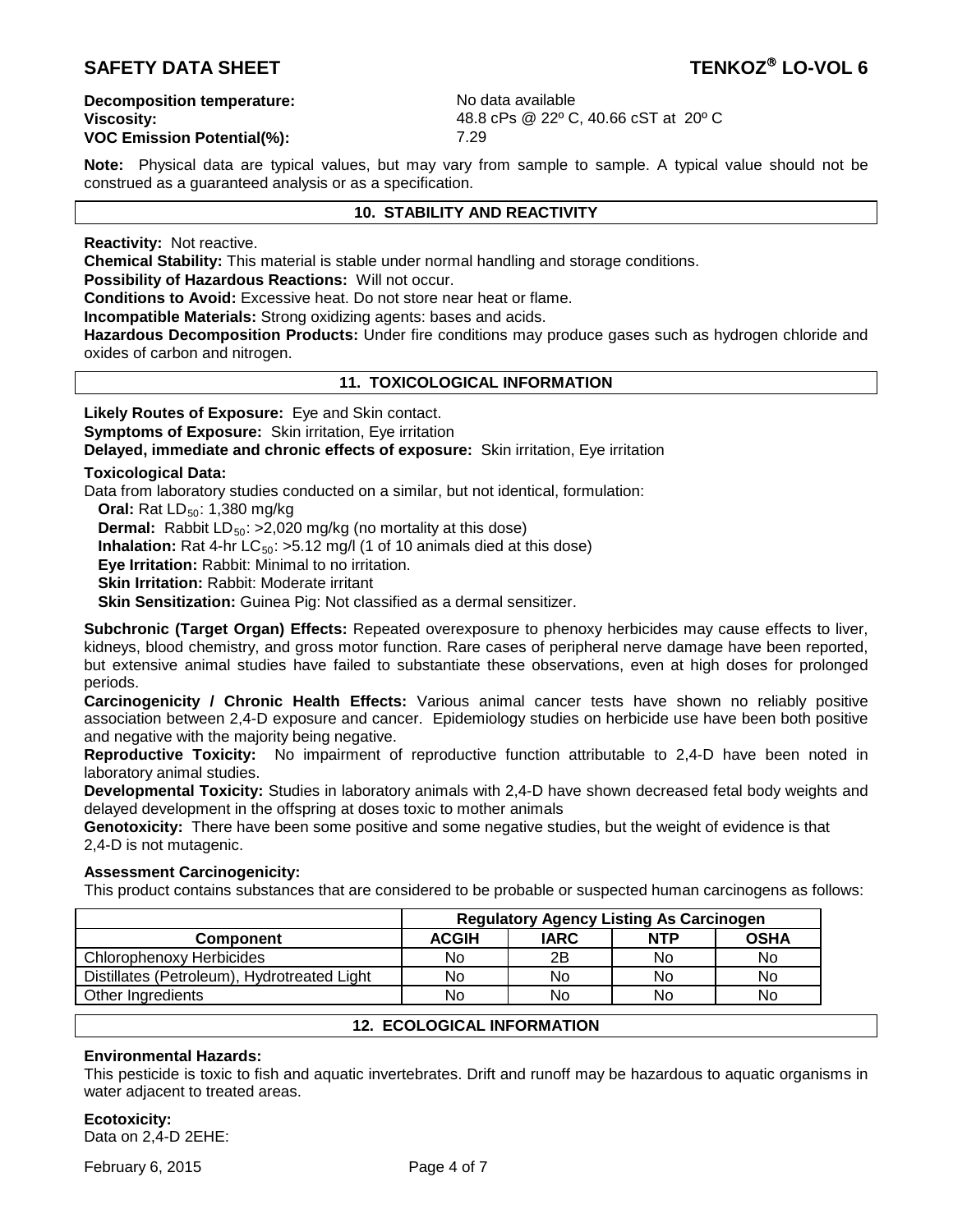**Decomposition temperature:** No data available
**Viscosity:** 48.8 cPs @ 22º C, 40.66 cST at 20º C
**VOC Emission Potential(%):** 7.29

**Note:** Physical data are typical values, but may vary from sample to sample. A typical value should not be construed as a guaranteed analysis or as a specification.

## 10. STABILITY AND REACTIVITY

**Reactivity:** Not reactive.
**Chemical Stability:** This material is stable under normal handling and storage conditions.
**Possibility of Hazardous Reactions:** Will not occur.
**Conditions to Avoid:** Excessive heat. Do not store near heat or flame.
**Incompatible Materials:** Strong oxidizing agents: bases and acids.
**Hazardous Decomposition Products:** Under fire conditions may produce gases such as hydrogen chloride and oxides of carbon and nitrogen.

## 11. TOXICOLOGICAL INFORMATION

**Likely Routes of Exposure:** Eye and Skin contact.
**Symptoms of Exposure:** Skin irritation, Eye irritation
**Delayed, immediate and chronic effects of exposure:** Skin irritation, Eye irritation

**Toxicological Data:**
Data from laboratory studies conducted on a similar, but not identical, formulation:

**Oral:** Rat $LD_{50}$: 1,380 mg/kg
**Dermal:** Rabbit $LD_{50}$: >2,020 mg/kg (no mortality at this dose)
**Inhalation:** Rat 4-hr $LC_{50}$: >5.12 mg/l (1 of 10 animals died at this dose)
**Eye Irritation:** Rabbit: Minimal to no irritation.
**Skin Irritation:** Rabbit: Moderate irritant
**Skin Sensitization:** Guinea Pig: Not classified as a dermal sensitizer.

**Subchronic (Target Organ) Effects:** Repeated overexposure to phenoxy herbicides may cause effects to liver, kidneys, blood chemistry, and gross motor function. Rare cases of peripheral nerve damage have been reported, but extensive animal studies have failed to substantiate these observations, even at high doses for prolonged periods.
**Carcinogenicity / Chronic Health Effects:** Various animal cancer tests have shown no reliably positive association between 2,4-D exposure and cancer. Epidemiology studies on herbicide use have been both positive and negative with the majority being negative.
**Reproductive Toxicity:** No impairment of reproductive function attributable to 2,4-D have been noted in laboratory animal studies.
**Developmental Toxicity:** Studies in laboratory animals with 2,4-D have shown decreased fetal body weights and delayed development in the offspring at doses toxic to mother animals
**Genotoxicity:** There have been some positive and some negative studies, but the weight of evidence is that 2,4-D is not mutagenic.

**Assessment Carcinogenicity:**
This product contains substances that are considered to be probable or suspected human carcinogens as follows:

| | Regulatory Agency Listing As Carcinogen | | | |
|---|---|---|---|---|
| **Component** | **ACGIH** | **IARC** | **NTP** | **OSHA** |
| Chlorophenoxy Herbicides | No | 2B | No | No |
| Distillates (Petroleum), Hydrotreated Light | No | No | No | No |
| Other Ingredients | No | No | No | No |

## 12. ECOLOGICAL INFORMATION

**Environmental Hazards:**
This pesticide is toxic to fish and aquatic invertebrates. Drift and runoff may be hazardous to aquatic organisms in water adjacent to treated areas.

**Ecotoxicity:**
Data on 2,4-D 2EHE: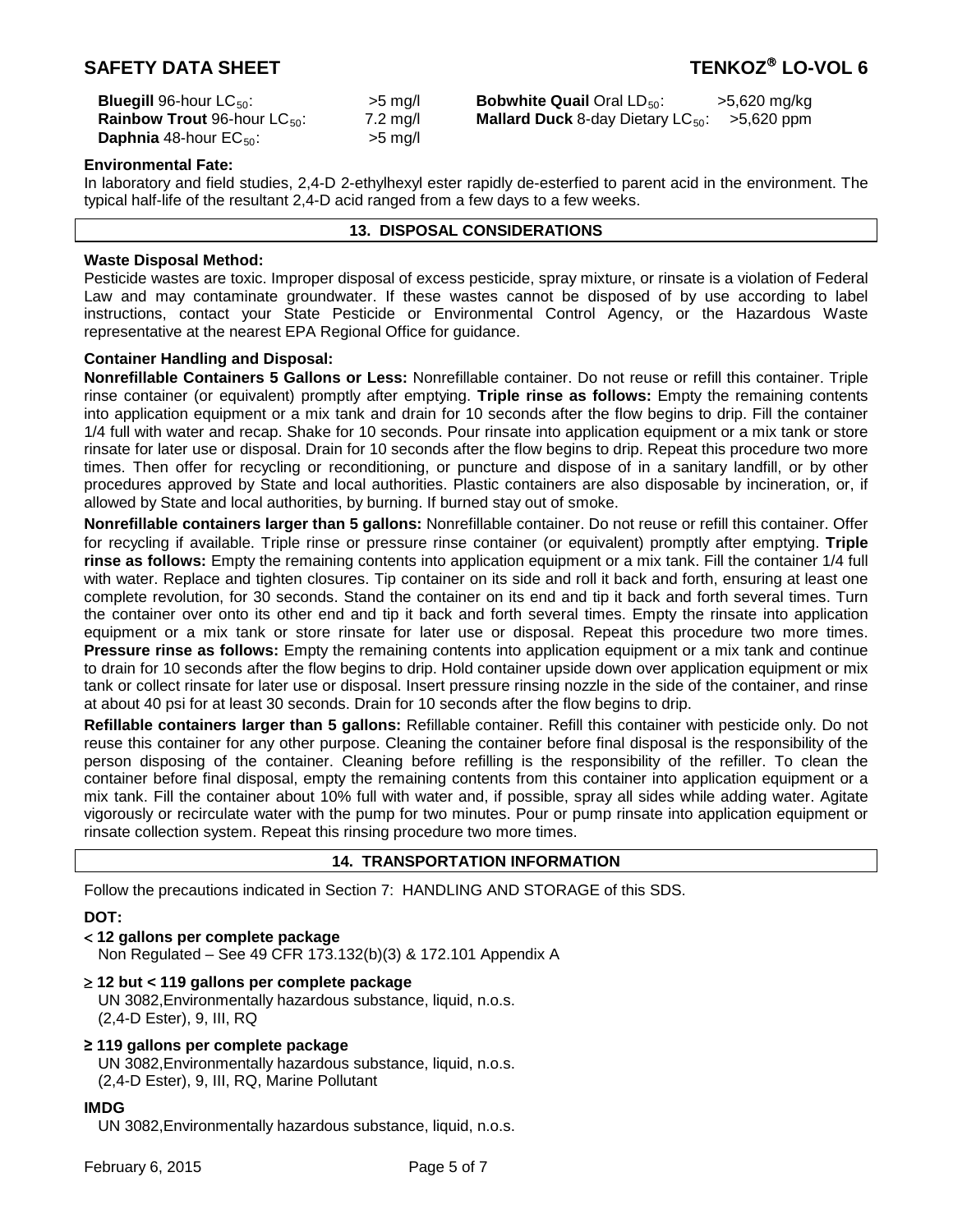| | | | |
|---|---|---|---|
| **Bluegill** 96-hour $LC_{50}$: | >5 mg/l | **Bobwhite Quail** Oral $LD_{50}$: | >5,620 mg/kg |
| **Rainbow Trout** 96-hour $LC_{50}$: | 7.2 mg/l | **Mallard Duck** 8-day Dietary $LC_{50}$: | >5,620 ppm |
| **Daphnia** 48-hour $EC_{50}$: | >5 mg/l | | |

**Environmental Fate:**
In laboratory and field studies, 2,4-D 2-ethylhexyl ester rapidly de-esterfied to parent acid in the environment. The typical half-life of the resultant 2,4-D acid ranged from a few days to a few weeks.

## 13. DISPOSAL CONSIDERATIONS

**Waste Disposal Method:**
Pesticide wastes are toxic. Improper disposal of excess pesticide, spray mixture, or rinsate is a violation of Federal Law and may contaminate groundwater. If these wastes cannot be disposed of by use according to label instructions, contact your State Pesticide or Environmental Control Agency, or the Hazardous Waste representative at the nearest EPA Regional Office for guidance.

**Container Handling and Disposal:**
**Nonrefillable Containers 5 Gallons or Less:** Nonrefillable container. Do not reuse or refill this container. Triple rinse container (or equivalent) promptly after emptying. **Triple rinse as follows:** Empty the remaining contents into application equipment or a mix tank and drain for 10 seconds after the flow begins to drip. Fill the container 1/4 full with water and recap. Shake for 10 seconds. Pour rinsate into application equipment or a mix tank or store rinsate for later use or disposal. Drain for 10 seconds after the flow begins to drip. Repeat this procedure two more times. Then offer for recycling or reconditioning, or puncture and dispose of in a sanitary landfill, or by other procedures approved by State and local authorities. Plastic containers are also disposable by incineration, or, if allowed by State and local authorities, by burning. If burned stay out of smoke.

**Nonrefillable containers larger than 5 gallons:** Nonrefillable container. Do not reuse or refill this container. Offer for recycling if available. Triple rinse or pressure rinse container (or equivalent) promptly after emptying. **Triple rinse as follows:** Empty the remaining contents into application equipment or a mix tank. Fill the container 1/4 full with water. Replace and tighten closures. Tip container on its side and roll it back and forth, ensuring at least one complete revolution, for 30 seconds. Stand the container on its end and tip it back and forth several times. Turn the container over onto its other end and tip it back and forth several times. Empty the rinsate into application equipment or a mix tank or store rinsate for later use or disposal. Repeat this procedure two more times. **Pressure rinse as follows:** Empty the remaining contents into application equipment or a mix tank and continue to drain for 10 seconds after the flow begins to drip. Hold container upside down over application equipment or mix tank or collect rinsate for later use or disposal. Insert pressure rinsing nozzle in the side of the container, and rinse at about 40 psi for at least 30 seconds. Drain for 10 seconds after the flow begins to drip.

**Refillable containers larger than 5 gallons:** Refillable container. Refill this container with pesticide only. Do not reuse this container for any other purpose. Cleaning the container before final disposal is the responsibility of the person disposing of the container. Cleaning before refilling is the responsibility of the refiller. To clean the container before final disposal, empty the remaining contents from this container into application equipment or a mix tank. Fill the container about 10% full with water and, if possible, spray all sides while adding water. Agitate vigorously or recirculate water with the pump for two minutes. Pour or pump rinsate into application equipment or rinsate collection system. Repeat this rinsing procedure two more times.

## 14. TRANSPORTATION INFORMATION

Follow the precautions indicated in Section 7: HANDLING AND STORAGE of this SDS.

**DOT:**

**< 12 gallons per complete package**
Non Regulated – See 49 CFR 173.132(b)(3) & 172.101 Appendix A

**≥ 12 but < 119 gallons per complete package**
UN 3082,Environmentally hazardous substance, liquid, n.o.s.
(2,4-D Ester), 9, III, RQ

**≥ 119 gallons per complete package**
UN 3082,Environmentally hazardous substance, liquid, n.o.s.
(2,4-D Ester), 9, III, RQ, Marine Pollutant

**IMDG**
UN 3082,Environmentally hazardous substance, liquid, n.o.s.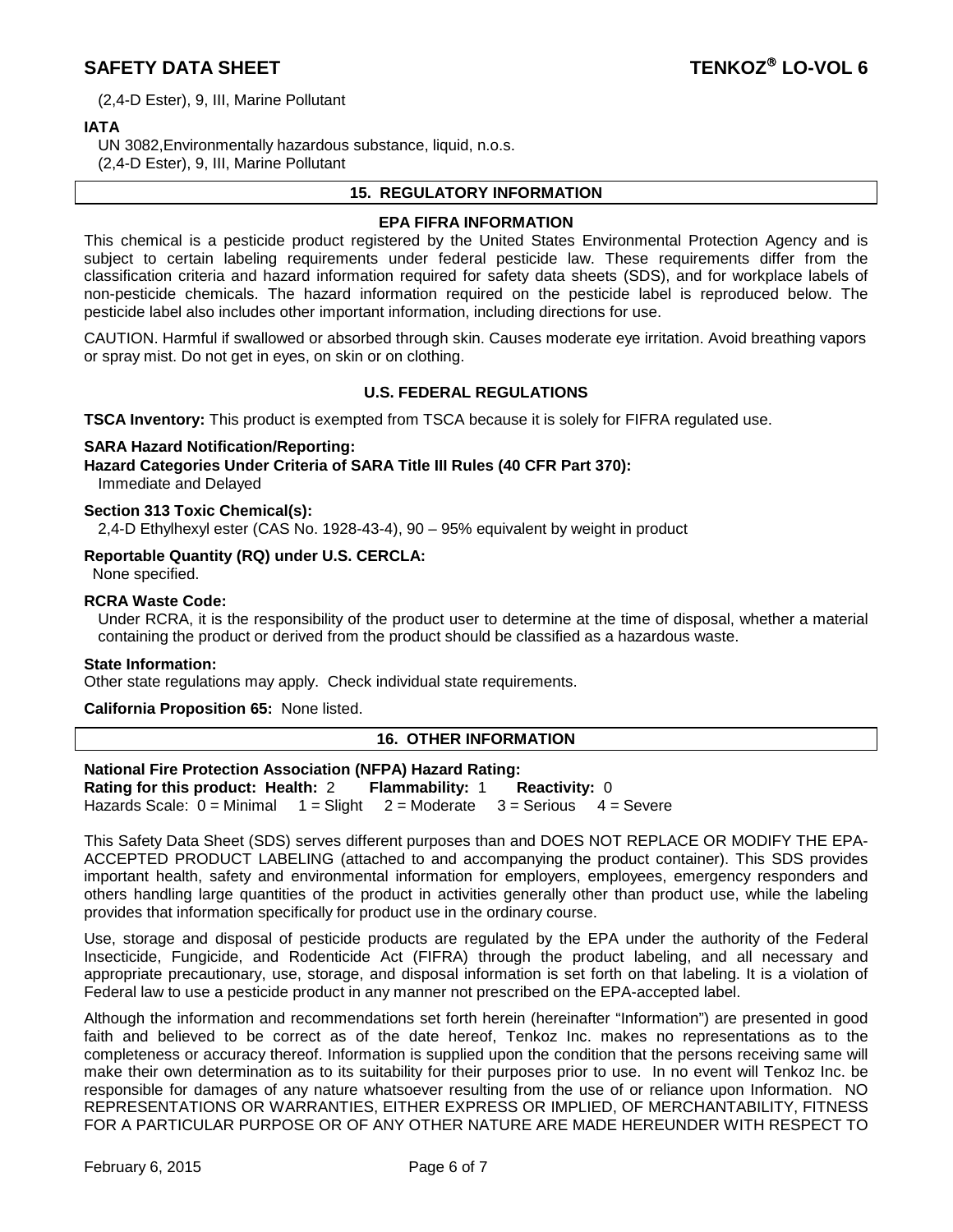(2,4-D Ester), 9, III, Marine Pollutant

**IATA**

UN 3082,Environmentally hazardous substance, liquid, n.o.s.
(2,4-D Ester), 9, III, Marine Pollutant

## 15. REGULATORY INFORMATION

### EPA FIFRA INFORMATION

This chemical is a pesticide product registered by the United States Environmental Protection Agency and is subject to certain labeling requirements under federal pesticide law. These requirements differ from the classification criteria and hazard information required for safety data sheets (SDS), and for workplace labels of non-pesticide chemicals. The hazard information required on the pesticide label is reproduced below. The pesticide label also includes other important information, including directions for use.

CAUTION. Harmful if swallowed or absorbed through skin. Causes moderate eye irritation. Avoid breathing vapors or spray mist. Do not get in eyes, on skin or on clothing.

### U.S. FEDERAL REGULATIONS

**TSCA Inventory:** This product is exempted from TSCA because it is solely for FIFRA regulated use.

**SARA Hazard Notification/Reporting:**
**Hazard Categories Under Criteria of SARA Title III Rules (40 CFR Part 370):**
Immediate and Delayed

**Section 313 Toxic Chemical(s):**
2,4-D Ethylhexyl ester (CAS No. 1928-43-4), 90 – 95% equivalent by weight in product

**Reportable Quantity (RQ) under U.S. CERCLA:**
None specified.

**RCRA Waste Code:**
Under RCRA, it is the responsibility of the product user to determine at the time of disposal, whether a material containing the product or derived from the product should be classified as a hazardous waste.

**State Information:**
Other state regulations may apply. Check individual state requirements.

**California Proposition 65:** None listed.

## 16. OTHER INFORMATION

**National Fire Protection Association (NFPA) Hazard Rating:**
**Rating for this product: Health:** 2 **Flammability:** 1 **Reactivity:** 0
Hazards Scale: 0 = Minimal 1 = Slight 2 = Moderate 3 = Serious 4 = Severe

This Safety Data Sheet (SDS) serves different purposes than and DOES NOT REPLACE OR MODIFY THE EPA-ACCEPTED PRODUCT LABELING (attached to and accompanying the product container). This SDS provides important health, safety and environmental information for employers, employees, emergency responders and others handling large quantities of the product in activities generally other than product use, while the labeling provides that information specifically for product use in the ordinary course.

Use, storage and disposal of pesticide products are regulated by the EPA under the authority of the Federal Insecticide, Fungicide, and Rodenticide Act (FIFRA) through the product labeling, and all necessary and appropriate precautionary, use, storage, and disposal information is set forth on that labeling. It is a violation of Federal law to use a pesticide product in any manner not prescribed on the EPA-accepted label.

Although the information and recommendations set forth herein (hereinafter "Information") are presented in good faith and believed to be correct as of the date hereof, Tenkoz Inc. makes no representations as to the completeness or accuracy thereof. Information is supplied upon the condition that the persons receiving same will make their own determination as to its suitability for their purposes prior to use. In no event will Tenkoz Inc. be responsible for damages of any nature whatsoever resulting from the use of or reliance upon Information. NO REPRESENTATIONS OR WARRANTIES, EITHER EXPRESS OR IMPLIED, OF MERCHANTABILITY, FITNESS FOR A PARTICULAR PURPOSE OR OF ANY OTHER NATURE ARE MADE HEREUNDER WITH RESPECT TO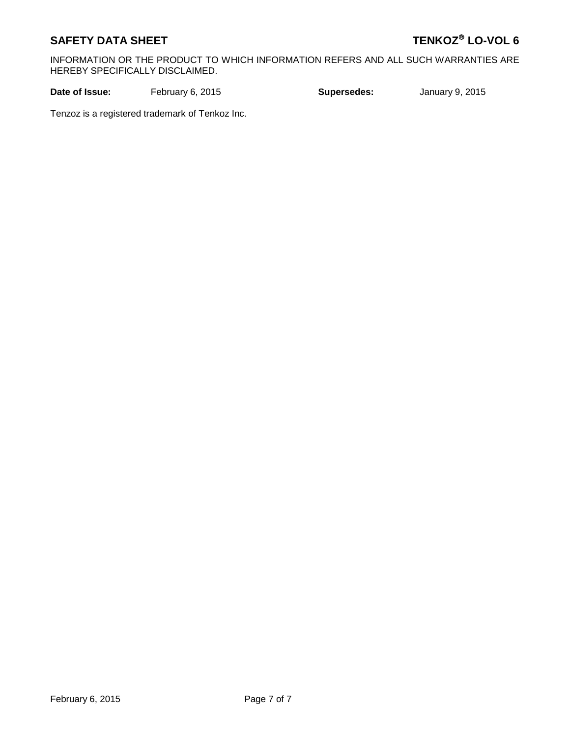INFORMATION OR THE PRODUCT TO WHICH INFORMATION REFERS AND ALL SUCH WARRANTIES ARE HEREBY SPECIFICALLY DISCLAIMED.

**Date of Issue:** February 6, 2015 **Supersedes:** January 9, 2015

Tenzoz is a registered trademark of Tenkoz Inc.